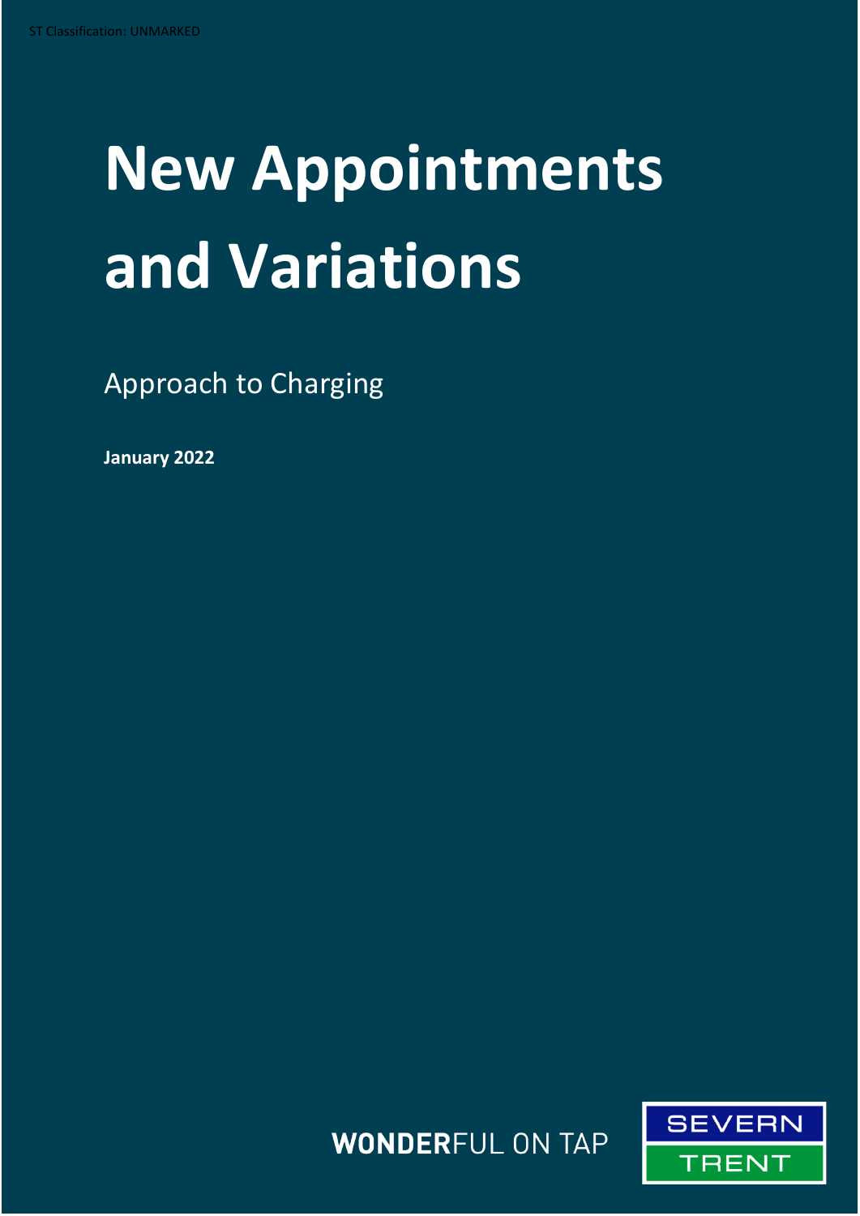ST Classification: UNMARKED

# New Appointments and Variations

Approach to Charging

**January 2022**

**WONDER**FUL ON TAP

SEVERN TRENT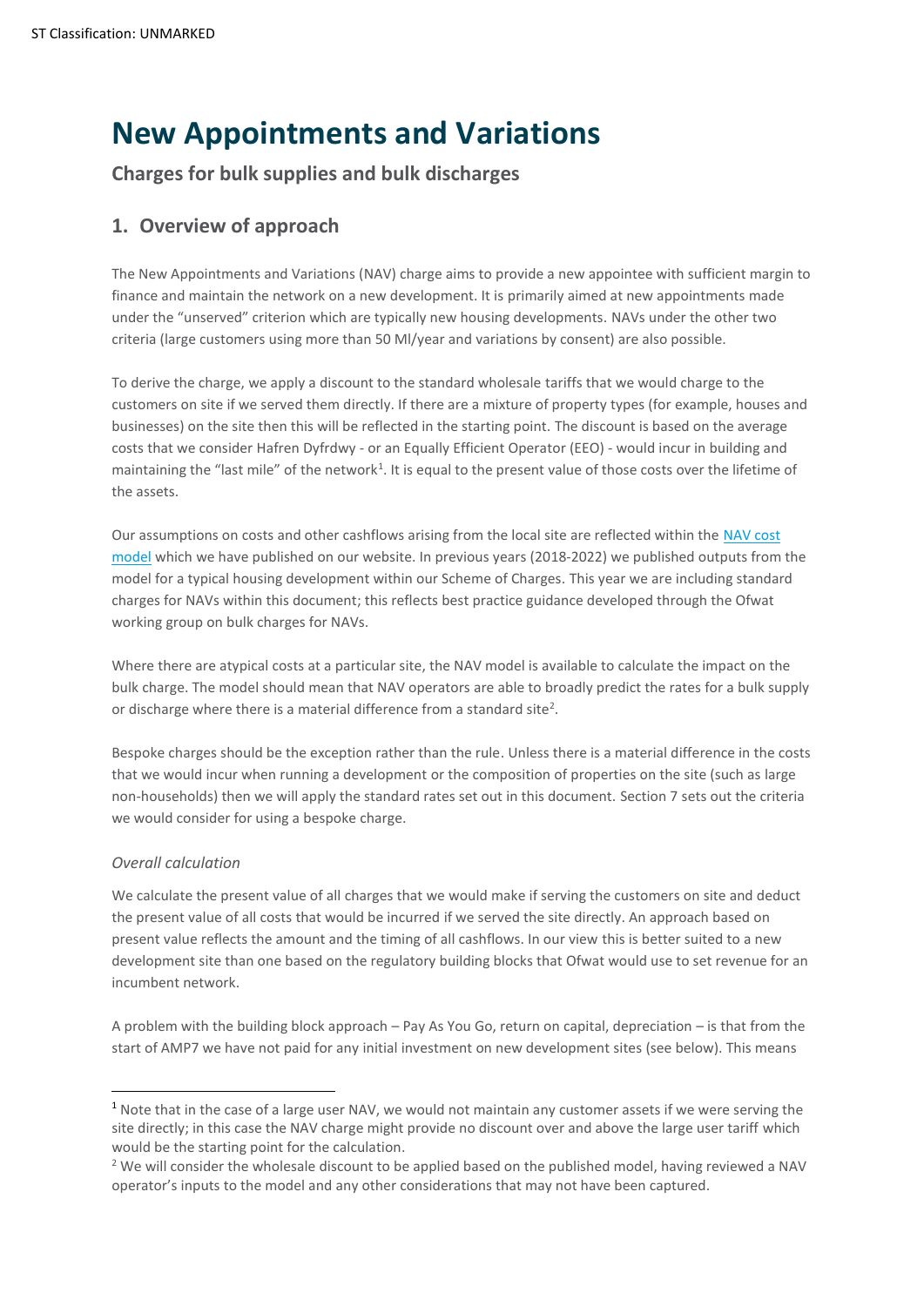# New Appointments and Variations

## Charges for bulk supplies and bulk discharges

## 1. Overview of approach

The New Appointments and Variations (NAV) charge aims to provide a new appointee with sufficient margin to finance and maintain the network on a new development. It is primarily aimed at new appointments made under the "unserved" criterion which are typically new housing developments. NAVs under the other two criteria (large customers using more than 50 Ml/year and variations by consent) are also possible.

To derive the charge, we apply a discount to the standard wholesale tariffs that we would charge to the customers on site if we served them directly. If there are a mixture of property types (for example, houses and businesses) on the site then this will be reflected in the starting point. The discount is based on the average costs that we consider Hafren Dyfrdwy - or an Equally Efficient Operator (EEO) - would incur in building and maintaining the "last mile" of the network[1]. It is equal to the present value of those costs over the lifetime of the assets.

Our assumptions on costs and other cashflows arising from the local site are reflected within the NAV cost model which we have published on our website. In previous years (2018-2022) we published outputs from the model for a typical housing development within our Scheme of Charges. This year we are including standard charges for NAVs within this document; this reflects best practice guidance developed through the Ofwat working group on bulk charges for NAVs.

Where there are atypical costs at a particular site, the NAV model is available to calculate the impact on the bulk charge. The model should mean that NAV operators are able to broadly predict the rates for a bulk supply or discharge where there is a material difference from a standard site[2].

Bespoke charges should be the exception rather than the rule. Unless there is a material difference in the costs that we would incur when running a development or the composition of properties on the site (such as large non-households) then we will apply the standard rates set out in this document. Section 7 sets out the criteria we would consider for using a bespoke charge.

*Overall calculation*

We calculate the present value of all charges that we would make if serving the customers on site and deduct the present value of all costs that would be incurred if we served the site directly. An approach based on present value reflects the amount and the timing of all cashflows. In our view this is better suited to a new development site than one based on the regulatory building blocks that Ofwat would use to set revenue for an incumbent network.

A problem with the building block approach – Pay As You Go, return on capital, depreciation – is that from the start of AMP7 we have not paid for any initial investment on new development sites (see below). This means

[1] Note that in the case of a large user NAV, we would not maintain any customer assets if we were serving the site directly; in this case the NAV charge might provide no discount over and above the large user tariff which would be the starting point for the calculation.

[2] We will consider the wholesale discount to be applied based on the published model, having reviewed a NAV operator's inputs to the model and any other considerations that may not have been captured.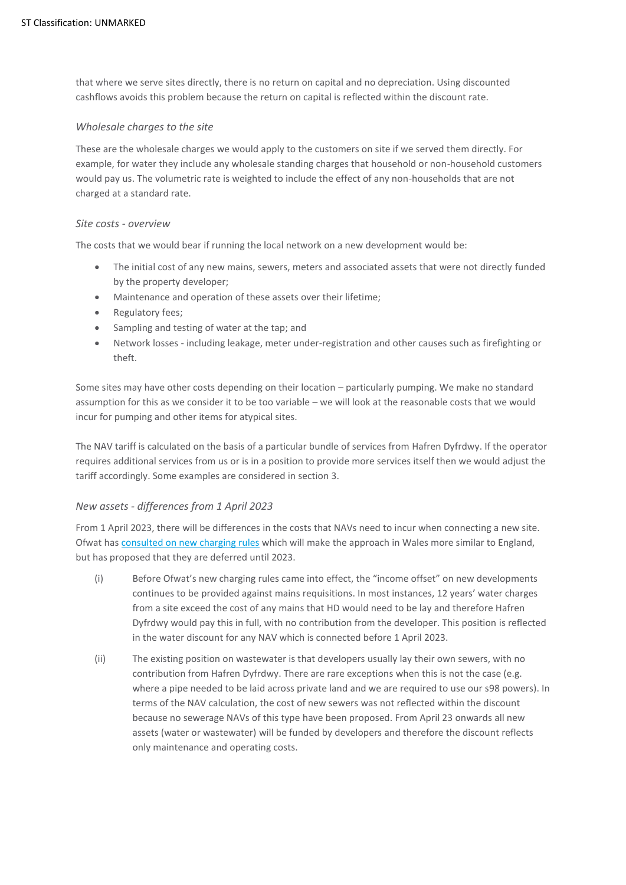that where we serve sites directly, there is no return on capital and no depreciation. Using discounted cashflows avoids this problem because the return on capital is reflected within the discount rate.

### *Wholesale charges to the site*

These are the wholesale charges we would apply to the customers on site if we served them directly. For example, for water they include any wholesale standing charges that household or non-household customers would pay us. The volumetric rate is weighted to include the effect of any non-households that are not charged at a standard rate.

### *Site costs - overview*

The costs that we would bear if running the local network on a new development would be:

- The initial cost of any new mains, sewers, meters and associated assets that were not directly funded by the property developer;
- Maintenance and operation of these assets over their lifetime;
- Regulatory fees;
- Sampling and testing of water at the tap; and
- Network losses - including leakage, meter under-registration and other causes such as firefighting or theft.

Some sites may have other costs depending on their location – particularly pumping. We make no standard assumption for this as we consider it to be too variable – we will look at the reasonable costs that we would incur for pumping and other items for atypical sites.

The NAV tariff is calculated on the basis of a particular bundle of services from Hafren Dyfrdwy. If the operator requires additional services from us or is in a position to provide more services itself then we would adjust the tariff accordingly. Some examples are considered in section 3.

### *New assets - differences from 1 April 2023*

From 1 April 2023, there will be differences in the costs that NAVs need to incur when connecting a new site. Ofwat has [consulted on new charging rules](#) which will make the approach in Wales more similar to England, but has proposed that they are deferred until 2023.

(i) Before Ofwat's new charging rules came into effect, the "income offset" on new developments continues to be provided against mains requisitions. In most instances, 12 years' water charges from a site exceed the cost of any mains that HD would need to be lay and therefore Hafren Dyfrdwy would pay this in full, with no contribution from the developer. This position is reflected in the water discount for any NAV which is connected before 1 April 2023.

(ii) The existing position on wastewater is that developers usually lay their own sewers, with no contribution from Hafren Dyfrdwy. There are rare exceptions when this is not the case (e.g. where a pipe needed to be laid across private land and we are required to use our s98 powers). In terms of the NAV calculation, the cost of new sewers was not reflected within the discount because no sewerage NAVs of this type have been proposed. From April 23 onwards all new assets (water or wastewater) will be funded by developers and therefore the discount reflects only maintenance and operating costs.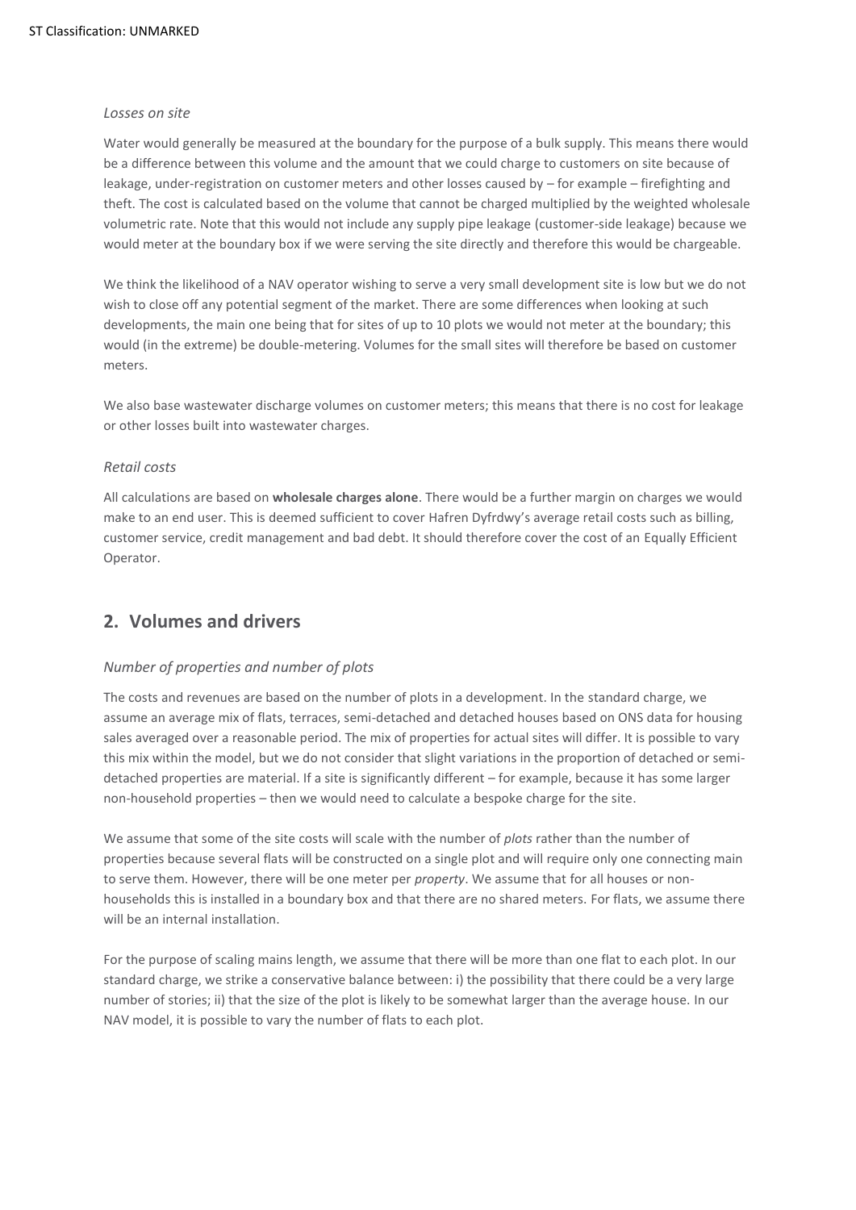*Losses on site*

Water would generally be measured at the boundary for the purpose of a bulk supply. This means there would be a difference between this volume and the amount that we could charge to customers on site because of leakage, under-registration on customer meters and other losses caused by – for example – firefighting and theft. The cost is calculated based on the volume that cannot be charged multiplied by the weighted wholesale volumetric rate. Note that this would not include any supply pipe leakage (customer-side leakage) because we would meter at the boundary box if we were serving the site directly and therefore this would be chargeable.

We think the likelihood of a NAV operator wishing to serve a very small development site is low but we do not wish to close off any potential segment of the market. There are some differences when looking at such developments, the main one being that for sites of up to 10 plots we would not meter at the boundary; this would (in the extreme) be double-metering. Volumes for the small sites will therefore be based on customer meters.

We also base wastewater discharge volumes on customer meters; this means that there is no cost for leakage or other losses built into wastewater charges.

*Retail costs*

All calculations are based on **wholesale charges alone**. There would be a further margin on charges we would make to an end user. This is deemed sufficient to cover Hafren Dyfrdwy's average retail costs such as billing, customer service, credit management and bad debt. It should therefore cover the cost of an Equally Efficient Operator.

## 2. Volumes and drivers

*Number of properties and number of plots*

The costs and revenues are based on the number of plots in a development. In the standard charge, we assume an average mix of flats, terraces, semi-detached and detached houses based on ONS data for housing sales averaged over a reasonable period. The mix of properties for actual sites will differ. It is possible to vary this mix within the model, but we do not consider that slight variations in the proportion of detached or semi-detached properties are material. If a site is significantly different – for example, because it has some larger non-household properties – then we would need to calculate a bespoke charge for the site.

We assume that some of the site costs will scale with the number of *plots* rather than the number of properties because several flats will be constructed on a single plot and will require only one connecting main to serve them. However, there will be one meter per *property*. We assume that for all houses or non-households this is installed in a boundary box and that there are no shared meters. For flats, we assume there will be an internal installation.

For the purpose of scaling mains length, we assume that there will be more than one flat to each plot. In our standard charge, we strike a conservative balance between: i) the possibility that there could be a very large number of stories; ii) that the size of the plot is likely to be somewhat larger than the average house. In our NAV model, it is possible to vary the number of flats to each plot.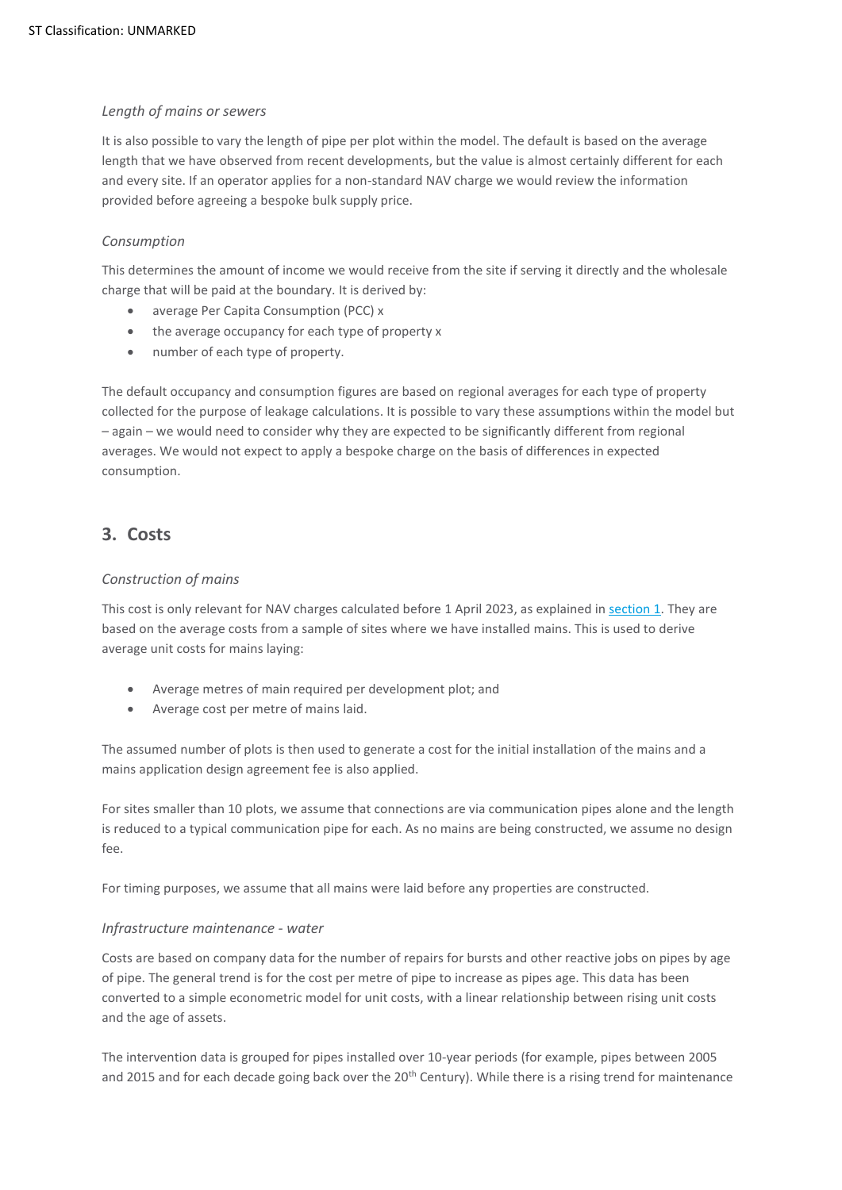*Length of mains or sewers*

It is also possible to vary the length of pipe per plot within the model. The default is based on the average length that we have observed from recent developments, but the value is almost certainly different for each and every site. If an operator applies for a non-standard NAV charge we would review the information provided before agreeing a bespoke bulk supply price.

*Consumption*

This determines the amount of income we would receive from the site if serving it directly and the wholesale charge that will be paid at the boundary. It is derived by:

- average Per Capita Consumption (PCC) x
- the average occupancy for each type of property x
- number of each type of property.

The default occupancy and consumption figures are based on regional averages for each type of property collected for the purpose of leakage calculations. It is possible to vary these assumptions within the model but – again – we would need to consider why they are expected to be significantly different from regional averages. We would not expect to apply a bespoke charge on the basis of differences in expected consumption.

## 3. Costs

*Construction of mains*

This cost is only relevant for NAV charges calculated before 1 April 2023, as explained in section 1. They are based on the average costs from a sample of sites where we have installed mains. This is used to derive average unit costs for mains laying:

- Average metres of main required per development plot; and
- Average cost per metre of mains laid.

The assumed number of plots is then used to generate a cost for the initial installation of the mains and a mains application design agreement fee is also applied.

For sites smaller than 10 plots, we assume that connections are via communication pipes alone and the length is reduced to a typical communication pipe for each. As no mains are being constructed, we assume no design fee.

For timing purposes, we assume that all mains were laid before any properties are constructed.

*Infrastructure maintenance - water*

Costs are based on company data for the number of repairs for bursts and other reactive jobs on pipes by age of pipe. The general trend is for the cost per metre of pipe to increase as pipes age. This data has been converted to a simple econometric model for unit costs, with a linear relationship between rising unit costs and the age of assets.

The intervention data is grouped for pipes installed over 10-year periods (for example, pipes between 2005 and 2015 and for each decade going back over the 20th Century). While there is a rising trend for maintenance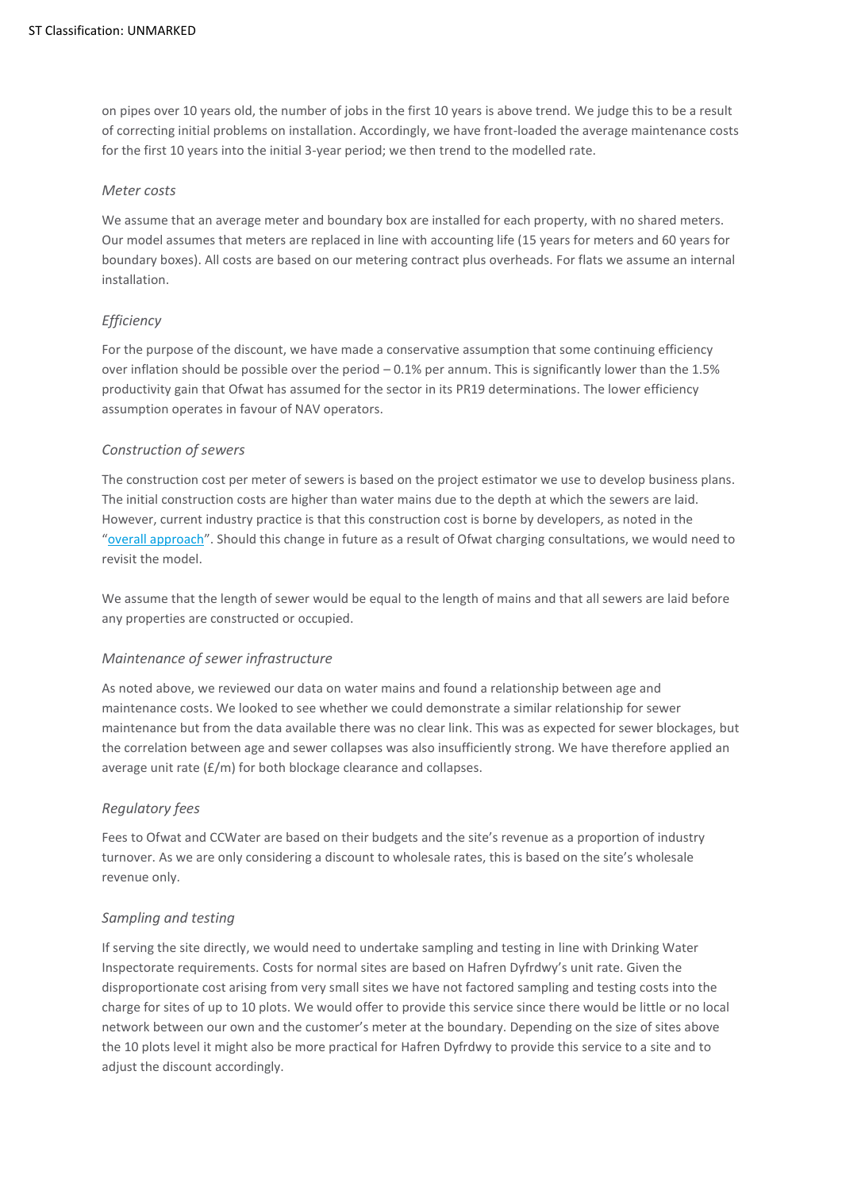on pipes over 10 years old, the number of jobs in the first 10 years is above trend. We judge this to be a result of correcting initial problems on installation. Accordingly, we have front-loaded the average maintenance costs for the first 10 years into the initial 3-year period; we then trend to the modelled rate.

### *Meter costs*

We assume that an average meter and boundary box are installed for each property, with no shared meters. Our model assumes that meters are replaced in line with accounting life (15 years for meters and 60 years for boundary boxes). All costs are based on our metering contract plus overheads. For flats we assume an internal installation.

### *Efficiency*

For the purpose of the discount, we have made a conservative assumption that some continuing efficiency over inflation should be possible over the period – 0.1% per annum. This is significantly lower than the 1.5% productivity gain that Ofwat has assumed for the sector in its PR19 determinations. The lower efficiency assumption operates in favour of NAV operators.

### *Construction of sewers*

The construction cost per meter of sewers is based on the project estimator we use to develop business plans. The initial construction costs are higher than water mains due to the depth at which the sewers are laid. However, current industry practice is that this construction cost is borne by developers, as noted in the "overall approach". Should this change in future as a result of Ofwat charging consultations, we would need to revisit the model.

We assume that the length of sewer would be equal to the length of mains and that all sewers are laid before any properties are constructed or occupied.

### *Maintenance of sewer infrastructure*

As noted above, we reviewed our data on water mains and found a relationship between age and maintenance costs. We looked to see whether we could demonstrate a similar relationship for sewer maintenance but from the data available there was no clear link. This was as expected for sewer blockages, but the correlation between age and sewer collapses was also insufficiently strong. We have therefore applied an average unit rate (£/m) for both blockage clearance and collapses.

### *Regulatory fees*

Fees to Ofwat and CCWater are based on their budgets and the site's revenue as a proportion of industry turnover. As we are only considering a discount to wholesale rates, this is based on the site's wholesale revenue only.

### *Sampling and testing*

If serving the site directly, we would need to undertake sampling and testing in line with Drinking Water Inspectorate requirements. Costs for normal sites are based on Hafren Dyfrdwy's unit rate. Given the disproportionate cost arising from very small sites we have not factored sampling and testing costs into the charge for sites of up to 10 plots. We would offer to provide this service since there would be little or no local network between our own and the customer's meter at the boundary. Depending on the size of sites above the 10 plots level it might also be more practical for Hafren Dyfrdwy to provide this service to a site and to adjust the discount accordingly.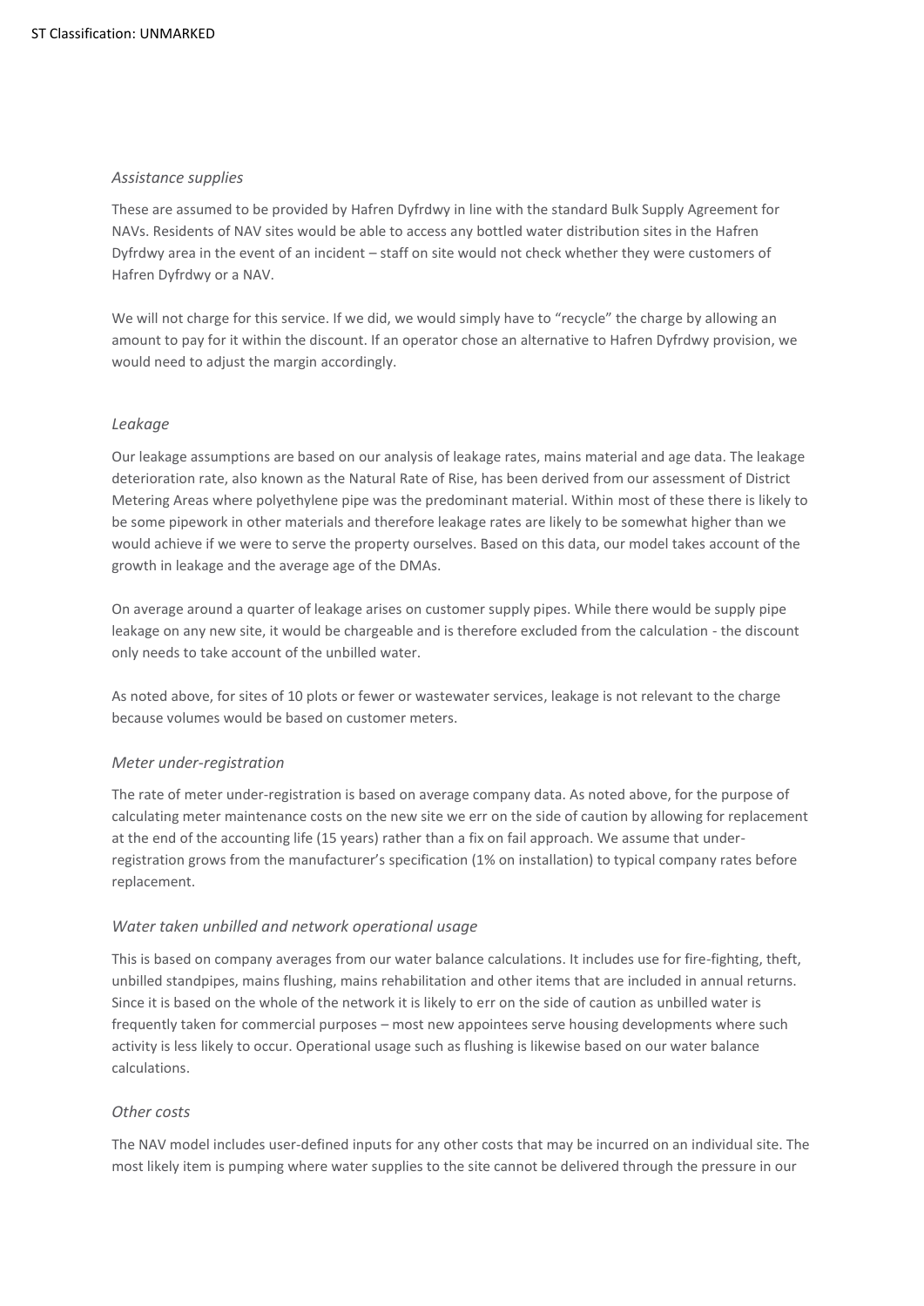*Assistance supplies*

These are assumed to be provided by Hafren Dyfrdwy in line with the standard Bulk Supply Agreement for NAVs. Residents of NAV sites would be able to access any bottled water distribution sites in the Hafren Dyfrdwy area in the event of an incident – staff on site would not check whether they were customers of Hafren Dyfrdwy or a NAV.

We will not charge for this service. If we did, we would simply have to "recycle" the charge by allowing an amount to pay for it within the discount. If an operator chose an alternative to Hafren Dyfrdwy provision, we would need to adjust the margin accordingly.

*Leakage*

Our leakage assumptions are based on our analysis of leakage rates, mains material and age data. The leakage deterioration rate, also known as the Natural Rate of Rise, has been derived from our assessment of District Metering Areas where polyethylene pipe was the predominant material. Within most of these there is likely to be some pipework in other materials and therefore leakage rates are likely to be somewhat higher than we would achieve if we were to serve the property ourselves. Based on this data, our model takes account of the growth in leakage and the average age of the DMAs.

On average around a quarter of leakage arises on customer supply pipes. While there would be supply pipe leakage on any new site, it would be chargeable and is therefore excluded from the calculation - the discount only needs to take account of the unbilled water.

As noted above, for sites of 10 plots or fewer or wastewater services, leakage is not relevant to the charge because volumes would be based on customer meters.

*Meter under-registration*

The rate of meter under-registration is based on average company data. As noted above, for the purpose of calculating meter maintenance costs on the new site we err on the side of caution by allowing for replacement at the end of the accounting life (15 years) rather than a fix on fail approach. We assume that under-registration grows from the manufacturer's specification (1% on installation) to typical company rates before replacement.

*Water taken unbilled and network operational usage*

This is based on company averages from our water balance calculations. It includes use for fire-fighting, theft, unbilled standpipes, mains flushing, mains rehabilitation and other items that are included in annual returns. Since it is based on the whole of the network it is likely to err on the side of caution as unbilled water is frequently taken for commercial purposes – most new appointees serve housing developments where such activity is less likely to occur. Operational usage such as flushing is likewise based on our water balance calculations.

*Other costs*

The NAV model includes user-defined inputs for any other costs that may be incurred on an individual site. The most likely item is pumping where water supplies to the site cannot be delivered through the pressure in our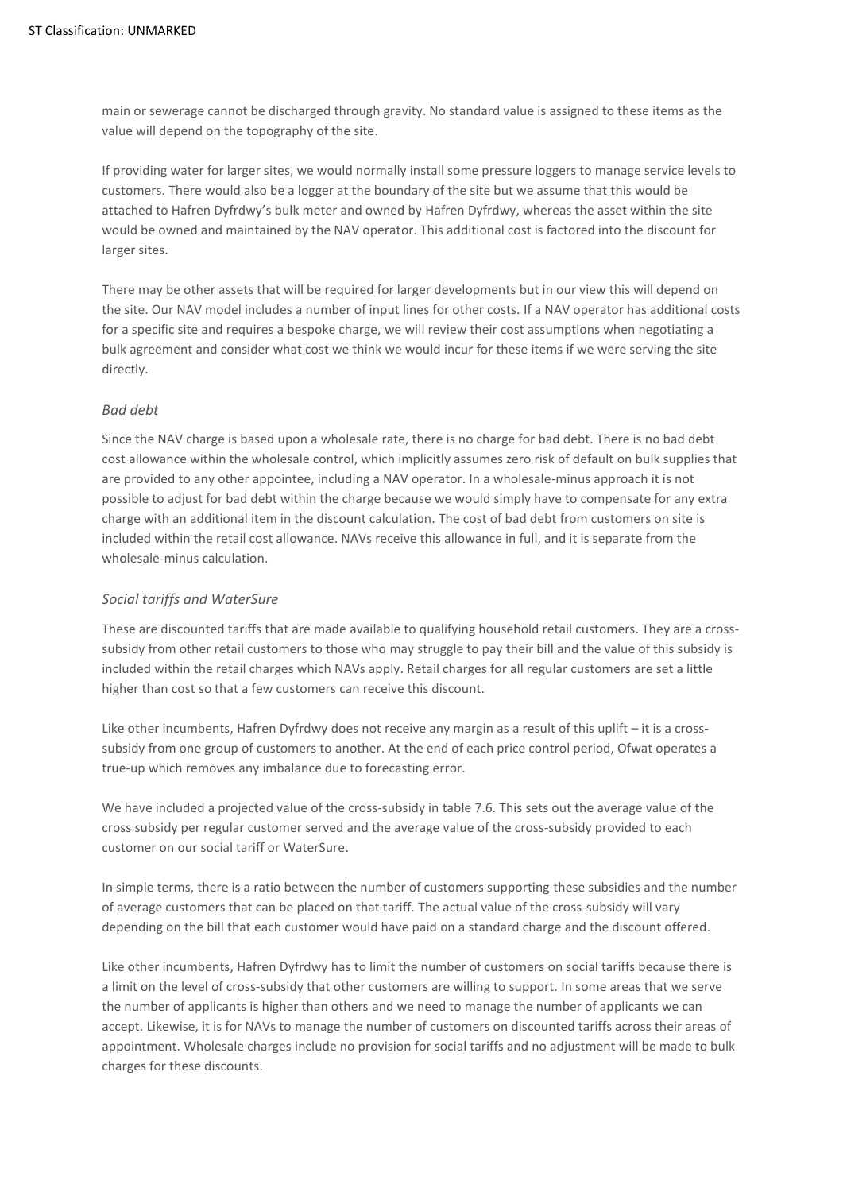main or sewerage cannot be discharged through gravity. No standard value is assigned to these items as the value will depend on the topography of the site.

If providing water for larger sites, we would normally install some pressure loggers to manage service levels to customers. There would also be a logger at the boundary of the site but we assume that this would be attached to Hafren Dyfrdwy's bulk meter and owned by Hafren Dyfrdwy, whereas the asset within the site would be owned and maintained by the NAV operator. This additional cost is factored into the discount for larger sites.

There may be other assets that will be required for larger developments but in our view this will depend on the site. Our NAV model includes a number of input lines for other costs. If a NAV operator has additional costs for a specific site and requires a bespoke charge, we will review their cost assumptions when negotiating a bulk agreement and consider what cost we think we would incur for these items if we were serving the site directly.

*Bad debt*

Since the NAV charge is based upon a wholesale rate, there is no charge for bad debt. There is no bad debt cost allowance within the wholesale control, which implicitly assumes zero risk of default on bulk supplies that are provided to any other appointee, including a NAV operator. In a wholesale-minus approach it is not possible to adjust for bad debt within the charge because we would simply have to compensate for any extra charge with an additional item in the discount calculation. The cost of bad debt from customers on site is included within the retail cost allowance. NAVs receive this allowance in full, and it is separate from the wholesale-minus calculation.

*Social tariffs and WaterSure*

These are discounted tariffs that are made available to qualifying household retail customers. They are a cross-subsidy from other retail customers to those who may struggle to pay their bill and the value of this subsidy is included within the retail charges which NAVs apply. Retail charges for all regular customers are set a little higher than cost so that a few customers can receive this discount.

Like other incumbents, Hafren Dyfrdwy does not receive any margin as a result of this uplift – it is a cross-subsidy from one group of customers to another. At the end of each price control period, Ofwat operates a true-up which removes any imbalance due to forecasting error.

We have included a projected value of the cross-subsidy in table 7.6. This sets out the average value of the cross subsidy per regular customer served and the average value of the cross-subsidy provided to each customer on our social tariff or WaterSure.

In simple terms, there is a ratio between the number of customers supporting these subsidies and the number of average customers that can be placed on that tariff. The actual value of the cross-subsidy will vary depending on the bill that each customer would have paid on a standard charge and the discount offered.

Like other incumbents, Hafren Dyfrdwy has to limit the number of customers on social tariffs because there is a limit on the level of cross-subsidy that other customers are willing to support. In some areas that we serve the number of applicants is higher than others and we need to manage the number of applicants we can accept. Likewise, it is for NAVs to manage the number of customers on discounted tariffs across their areas of appointment. Wholesale charges include no provision for social tariffs and no adjustment will be made to bulk charges for these discounts.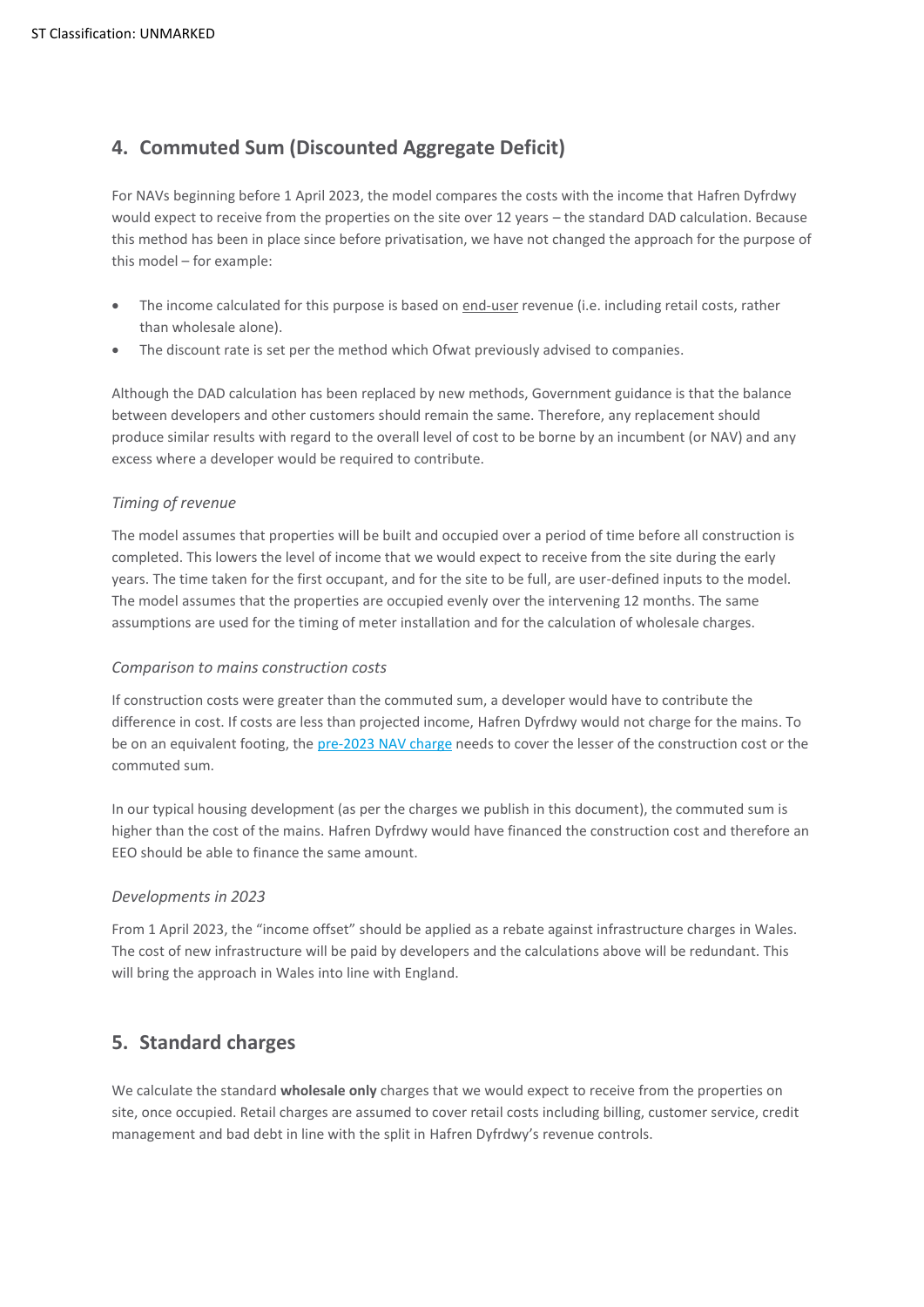## 4. Commuted Sum (Discounted Aggregate Deficit)

For NAVs beginning before 1 April 2023, the model compares the costs with the income that Hafren Dyfrdwy would expect to receive from the properties on the site over 12 years – the standard DAD calculation. Because this method has been in place since before privatisation, we have not changed the approach for the purpose of this model – for example:

- The income calculated for this purpose is based on end-user revenue (i.e. including retail costs, rather than wholesale alone).
- The discount rate is set per the method which Ofwat previously advised to companies.

Although the DAD calculation has been replaced by new methods, Government guidance is that the balance between developers and other customers should remain the same. Therefore, any replacement should produce similar results with regard to the overall level of cost to be borne by an incumbent (or NAV) and any excess where a developer would be required to contribute.

### *Timing of revenue*

The model assumes that properties will be built and occupied over a period of time before all construction is completed. This lowers the level of income that we would expect to receive from the site during the early years. The time taken for the first occupant, and for the site to be full, are user-defined inputs to the model. The model assumes that the properties are occupied evenly over the intervening 12 months. The same assumptions are used for the timing of meter installation and for the calculation of wholesale charges.

### *Comparison to mains construction costs*

If construction costs were greater than the commuted sum, a developer would have to contribute the difference in cost. If costs are less than projected income, Hafren Dyfrdwy would not charge for the mains. To be on an equivalent footing, the pre-2023 NAV charge needs to cover the lesser of the construction cost or the commuted sum.

In our typical housing development (as per the charges we publish in this document), the commuted sum is higher than the cost of the mains. Hafren Dyfrdwy would have financed the construction cost and therefore an EEO should be able to finance the same amount.

### *Developments in 2023*

From 1 April 2023, the "income offset" should be applied as a rebate against infrastructure charges in Wales. The cost of new infrastructure will be paid by developers and the calculations above will be redundant. This will bring the approach in Wales into line with England.

## 5. Standard charges

We calculate the standard **wholesale only** charges that we would expect to receive from the properties on site, once occupied. Retail charges are assumed to cover retail costs including billing, customer service, credit management and bad debt in line with the split in Hafren Dyfrdwy's revenue controls.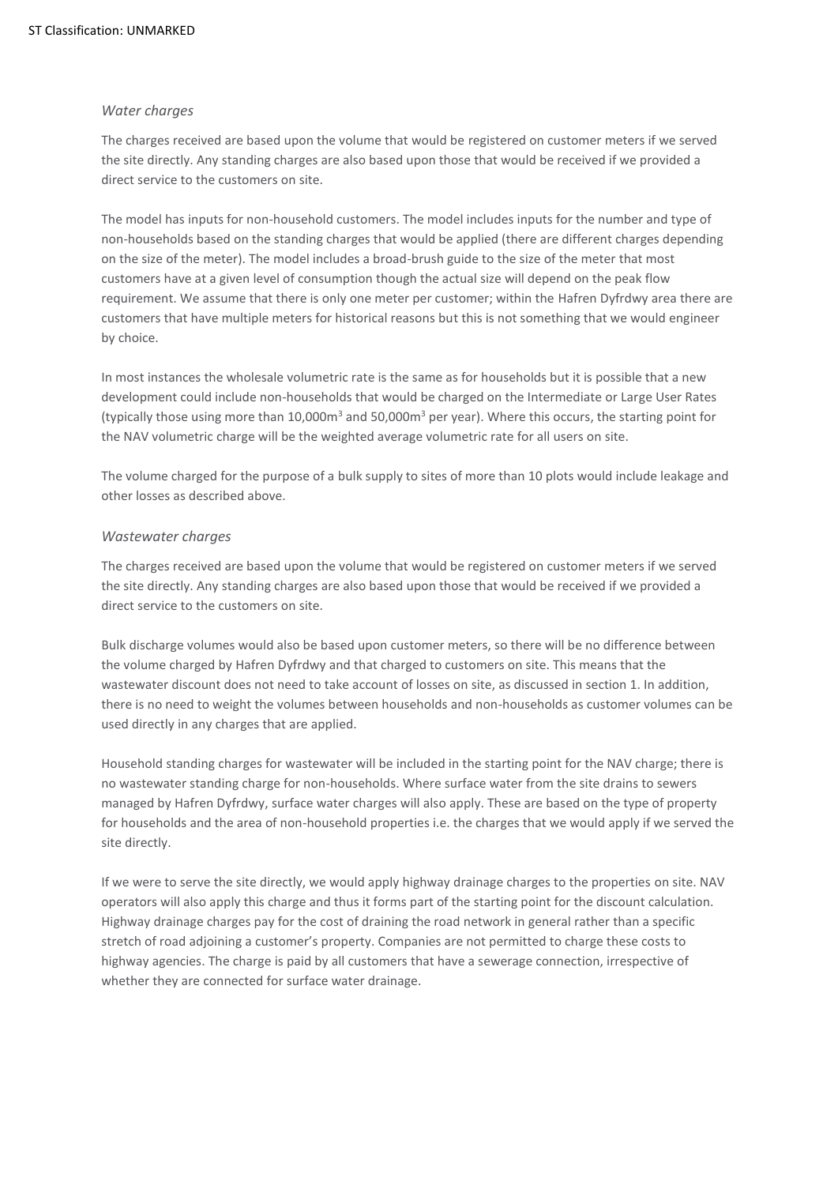*Water charges*

The charges received are based upon the volume that would be registered on customer meters if we served the site directly. Any standing charges are also based upon those that would be received if we provided a direct service to the customers on site.

The model has inputs for non-household customers. The model includes inputs for the number and type of non-households based on the standing charges that would be applied (there are different charges depending on the size of the meter). The model includes a broad-brush guide to the size of the meter that most customers have at a given level of consumption though the actual size will depend on the peak flow requirement. We assume that there is only one meter per customer; within the Hafren Dyfrdwy area there are customers that have multiple meters for historical reasons but this is not something that we would engineer by choice.

In most instances the wholesale volumetric rate is the same as for households but it is possible that a new development could include non-households that would be charged on the Intermediate or Large User Rates (typically those using more than 10,000m$^3$ and 50,000m$^3$ per year). Where this occurs, the starting point for the NAV volumetric charge will be the weighted average volumetric rate for all users on site.

The volume charged for the purpose of a bulk supply to sites of more than 10 plots would include leakage and other losses as described above.

*Wastewater charges*

The charges received are based upon the volume that would be registered on customer meters if we served the site directly. Any standing charges are also based upon those that would be received if we provided a direct service to the customers on site.

Bulk discharge volumes would also be based upon customer meters, so there will be no difference between the volume charged by Hafren Dyfrdwy and that charged to customers on site. This means that the wastewater discount does not need to take account of losses on site, as discussed in section 1. In addition, there is no need to weight the volumes between households and non-households as customer volumes can be used directly in any charges that are applied.

Household standing charges for wastewater will be included in the starting point for the NAV charge; there is no wastewater standing charge for non-households. Where surface water from the site drains to sewers managed by Hafren Dyfrdwy, surface water charges will also apply. These are based on the type of property for households and the area of non-household properties i.e. the charges that we would apply if we served the site directly.

If we were to serve the site directly, we would apply highway drainage charges to the properties on site. NAV operators will also apply this charge and thus it forms part of the starting point for the discount calculation. Highway drainage charges pay for the cost of draining the road network in general rather than a specific stretch of road adjoining a customer's property. Companies are not permitted to charge these costs to highway agencies. The charge is paid by all customers that have a sewerage connection, irrespective of whether they are connected for surface water drainage.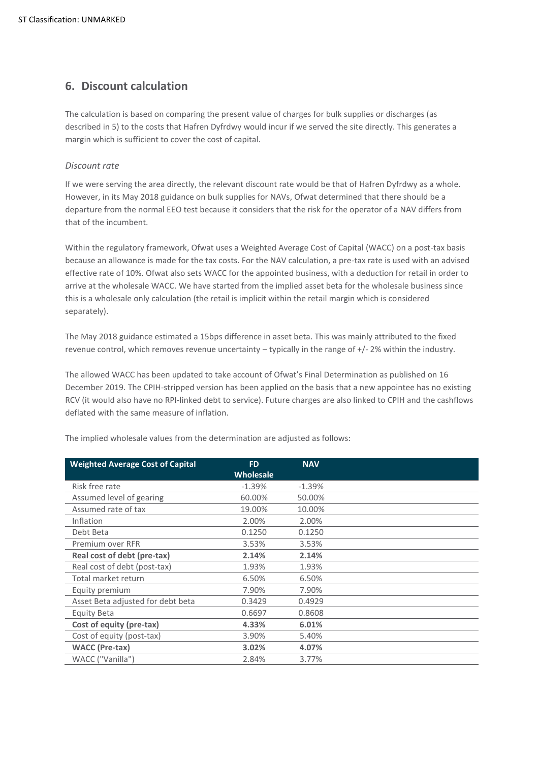## 6. Discount calculation

The calculation is based on comparing the present value of charges for bulk supplies or discharges (as described in 5) to the costs that Hafren Dyfrdwy would incur if we served the site directly. This generates a margin which is sufficient to cover the cost of capital.

*Discount rate*

If we were serving the area directly, the relevant discount rate would be that of Hafren Dyfrdwy as a whole. However, in its May 2018 guidance on bulk supplies for NAVs, Ofwat determined that there should be a departure from the normal EEO test because it considers that the risk for the operator of a NAV differs from that of the incumbent.

Within the regulatory framework, Ofwat uses a Weighted Average Cost of Capital (WACC) on a post-tax basis because an allowance is made for the tax costs. For the NAV calculation, a pre-tax rate is used with an advised effective rate of 10%. Ofwat also sets WACC for the appointed business, with a deduction for retail in order to arrive at the wholesale WACC. We have started from the implied asset beta for the wholesale business since this is a wholesale only calculation (the retail is implicit within the retail margin which is considered separately).

The May 2018 guidance estimated a 15bps difference in asset beta. This was mainly attributed to the fixed revenue control, which removes revenue uncertainty – typically in the range of +/- 2% within the industry.

The allowed WACC has been updated to take account of Ofwat's Final Determination as published on 16 December 2019. The CPIH-stripped version has been applied on the basis that a new appointee has no existing RCV (it would also have no RPI-linked debt to service). Future charges are also linked to CPIH and the cashflows deflated with the same measure of inflation.

The implied wholesale values from the determination are adjusted as follows:

| Weighted Average Cost of Capital | FD Wholesale | NAV |
|---|---|---|
| Risk free rate | -1.39% | -1.39% |
| Assumed level of gearing | 60.00% | 50.00% |
| Assumed rate of tax | 19.00% | 10.00% |
| Inflation | 2.00% | 2.00% |
| Debt Beta | 0.1250 | 0.1250 |
| Premium over RFR | 3.53% | 3.53% |
| **Real cost of debt (pre-tax)** | **2.14%** | **2.14%** |
| Real cost of debt (post-tax) | 1.93% | 1.93% |
| Total market return | 6.50% | 6.50% |
| Equity premium | 7.90% | 7.90% |
| Asset Beta adjusted for debt beta | 0.3429 | 0.4929 |
| Equity Beta | 0.6697 | 0.8608 |
| **Cost of equity (pre-tax)** | **4.33%** | **6.01%** |
| Cost of equity (post-tax) | 3.90% | 5.40% |
| **WACC (Pre-tax)** | **3.02%** | **4.07%** |
| WACC ("Vanilla") | 2.84% | 3.77% |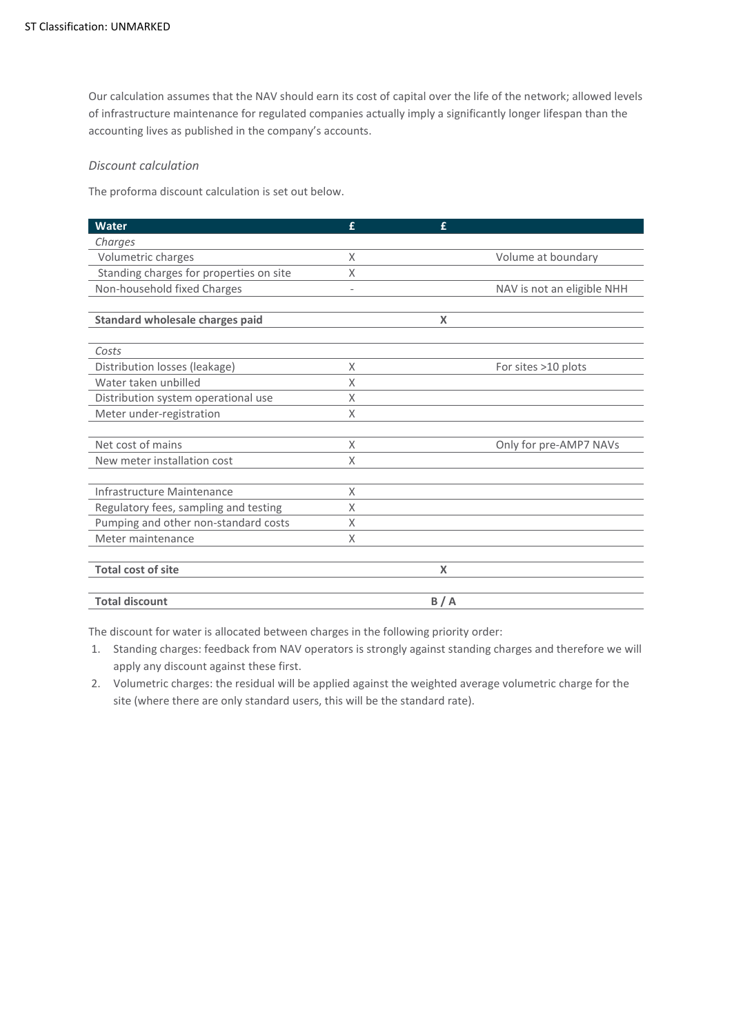Our calculation assumes that the NAV should earn its cost of capital over the life of the network; allowed levels of infrastructure maintenance for regulated companies actually imply a significantly longer lifespan than the accounting lives as published in the company's accounts.

*Discount calculation*

The proforma discount calculation is set out below.

| Water | £ | £ | |
|---|---|---|---|
| *Charges* | | | |
| Volumetric charges | X | | Volume at boundary |
| Standing charges for properties on site | X | | |
| Non-household fixed Charges | - | | NAV is not an eligible NHH |
| | | | |
| **Standard wholesale charges paid** | | **X** | |
| | | | |
| *Costs* | | | |
| Distribution losses (leakage) | X | | For sites >10 plots |
| Water taken unbilled | X | | |
| Distribution system operational use | X | | |
| Meter under-registration | X | | |
| | | | |
| Net cost of mains | X | | Only for pre-AMP7 NAVs |
| New meter installation cost | X | | |
| | | | |
| Infrastructure Maintenance | X | | |
| Regulatory fees, sampling and testing | X | | |
| Pumping and other non-standard costs | X | | |
| Meter maintenance | X | | |
| | | | |
| **Total cost of site** | | **X** | |
| | | | |
| **Total discount** | | **B / A** | |

The discount for water is allocated between charges in the following priority order:

1. Standing charges: feedback from NAV operators is strongly against standing charges and therefore we will apply any discount against these first.
2. Volumetric charges: the residual will be applied against the weighted average volumetric charge for the site (where there are only standard users, this will be the standard rate).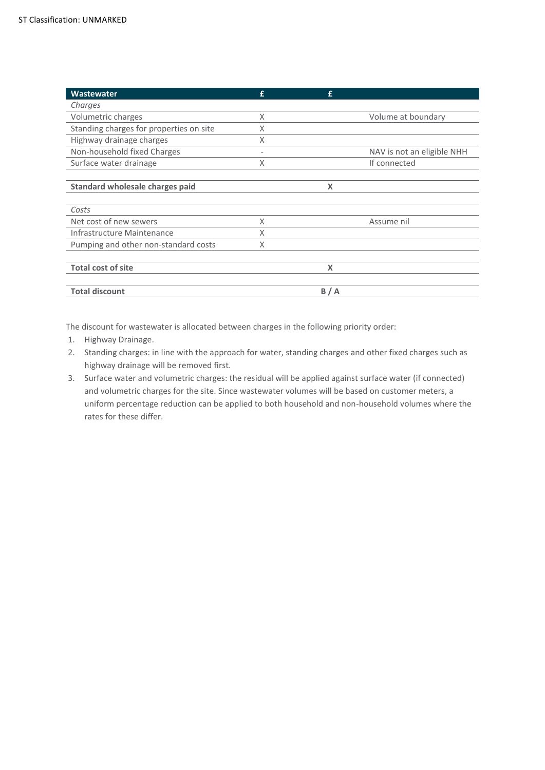| Wastewater | £ | £ | |
|---|---|---|---|
| *Charges* | | | |
| Volumetric charges | X | | Volume at boundary |
| Standing charges for properties on site | X | | |
| Highway drainage charges | X | | |
| Non-household fixed Charges | - | | NAV is not an eligible NHH |
| Surface water drainage | X | | If connected |
| | | | |
| **Standard wholesale charges paid** | | **X** | |
| | | | |
| *Costs* | | | |
| Net cost of new sewers | X | | Assume nil |
| Infrastructure Maintenance | X | | |
| Pumping and other non-standard costs | X | | |
| | | | |
| **Total cost of site** | | **X** | |
| | | | |
| **Total discount** | | **B / A** | |

The discount for wastewater is allocated between charges in the following priority order:

1. Highway Drainage.
2. Standing charges: in line with the approach for water, standing charges and other fixed charges such as highway drainage will be removed first.
3. Surface water and volumetric charges: the residual will be applied against surface water (if connected) and volumetric charges for the site. Since wastewater volumes will be based on customer meters, a uniform percentage reduction can be applied to both household and non-household volumes where the rates for these differ.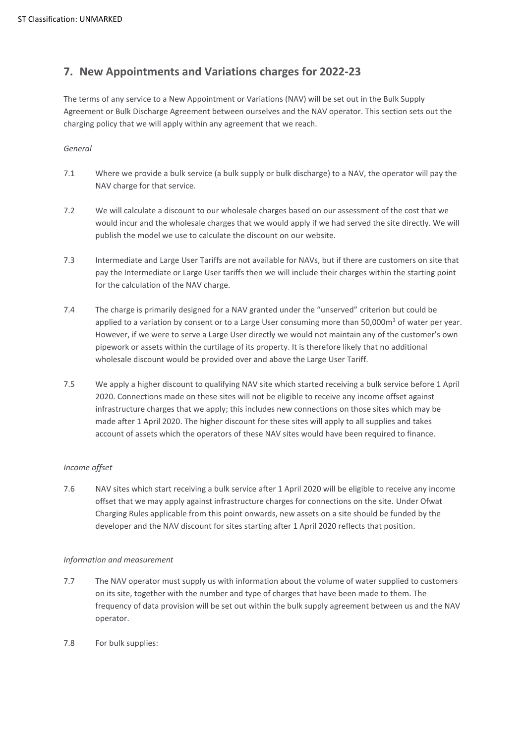## 7. New Appointments and Variations charges for 2022-23

The terms of any service to a New Appointment or Variations (NAV) will be set out in the Bulk Supply Agreement or Bulk Discharge Agreement between ourselves and the NAV operator. This section sets out the charging policy that we will apply within any agreement that we reach.

*General*

7.1 Where we provide a bulk service (a bulk supply or bulk discharge) to a NAV, the operator will pay the NAV charge for that service.

7.2 We will calculate a discount to our wholesale charges based on our assessment of the cost that we would incur and the wholesale charges that we would apply if we had served the site directly. We will publish the model we use to calculate the discount on our website.

7.3 Intermediate and Large User Tariffs are not available for NAVs, but if there are customers on site that pay the Intermediate or Large User tariffs then we will include their charges within the starting point for the calculation of the NAV charge.

7.4 The charge is primarily designed for a NAV granted under the "unserved" criterion but could be applied to a variation by consent or to a Large User consuming more than 50,000m$^3$ of water per year. However, if we were to serve a Large User directly we would not maintain any of the customer's own pipework or assets within the curtilage of its property. It is therefore likely that no additional wholesale discount would be provided over and above the Large User Tariff.

7.5 We apply a higher discount to qualifying NAV site which started receiving a bulk service before 1 April 2020. Connections made on these sites will not be eligible to receive any income offset against infrastructure charges that we apply; this includes new connections on those sites which may be made after 1 April 2020. The higher discount for these sites will apply to all supplies and takes account of assets which the operators of these NAV sites would have been required to finance.

*Income offset*

7.6 NAV sites which start receiving a bulk service after 1 April 2020 will be eligible to receive any income offset that we may apply against infrastructure charges for connections on the site. Under Ofwat Charging Rules applicable from this point onwards, new assets on a site should be funded by the developer and the NAV discount for sites starting after 1 April 2020 reflects that position.

*Information and measurement*

7.7 The NAV operator must supply us with information about the volume of water supplied to customers on its site, together with the number and type of charges that have been made to them. The frequency of data provision will be set out within the bulk supply agreement between us and the NAV operator.

7.8 For bulk supplies: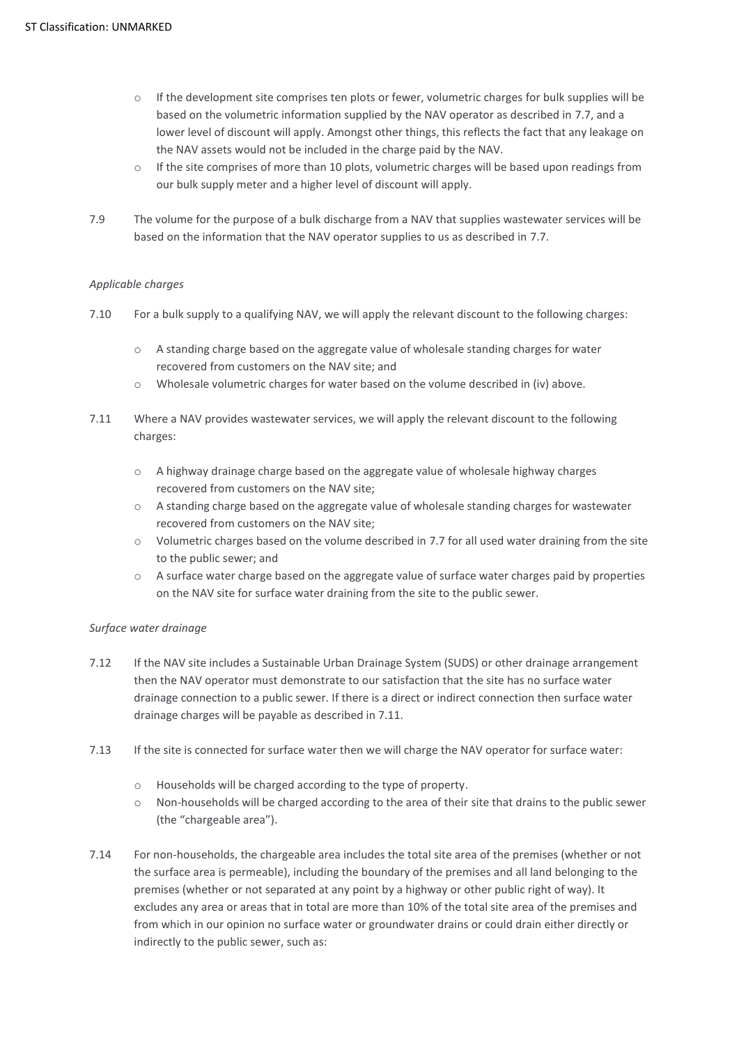- If the development site comprises ten plots or fewer, volumetric charges for bulk supplies will be based on the volumetric information supplied by the NAV operator as described in 7.7, and a lower level of discount will apply. Amongst other things, this reflects the fact that any leakage on the NAV assets would not be included in the charge paid by the NAV.
- If the site comprises of more than 10 plots, volumetric charges will be based upon readings from our bulk supply meter and a higher level of discount will apply.

7.9 The volume for the purpose of a bulk discharge from a NAV that supplies wastewater services will be based on the information that the NAV operator supplies to us as described in 7.7.

*Applicable charges*

7.10 For a bulk supply to a qualifying NAV, we will apply the relevant discount to the following charges:

- A standing charge based on the aggregate value of wholesale standing charges for water recovered from customers on the NAV site; and
- Wholesale volumetric charges for water based on the volume described in (iv) above.

7.11 Where a NAV provides wastewater services, we will apply the relevant discount to the following charges:

- A highway drainage charge based on the aggregate value of wholesale highway charges recovered from customers on the NAV site;
- A standing charge based on the aggregate value of wholesale standing charges for wastewater recovered from customers on the NAV site;
- Volumetric charges based on the volume described in 7.7 for all used water draining from the site to the public sewer; and
- A surface water charge based on the aggregate value of surface water charges paid by properties on the NAV site for surface water draining from the site to the public sewer.

*Surface water drainage*

7.12 If the NAV site includes a Sustainable Urban Drainage System (SUDS) or other drainage arrangement then the NAV operator must demonstrate to our satisfaction that the site has no surface water drainage connection to a public sewer. If there is a direct or indirect connection then surface water drainage charges will be payable as described in 7.11.

7.13 If the site is connected for surface water then we will charge the NAV operator for surface water:

- Households will be charged according to the type of property.
- Non-households will be charged according to the area of their site that drains to the public sewer (the "chargeable area").

7.14 For non-households, the chargeable area includes the total site area of the premises (whether or not the surface area is permeable), including the boundary of the premises and all land belonging to the premises (whether or not separated at any point by a highway or other public right of way). It excludes any area or areas that in total are more than 10% of the total site area of the premises and from which in our opinion no surface water or groundwater drains or could drain either directly or indirectly to the public sewer, such as: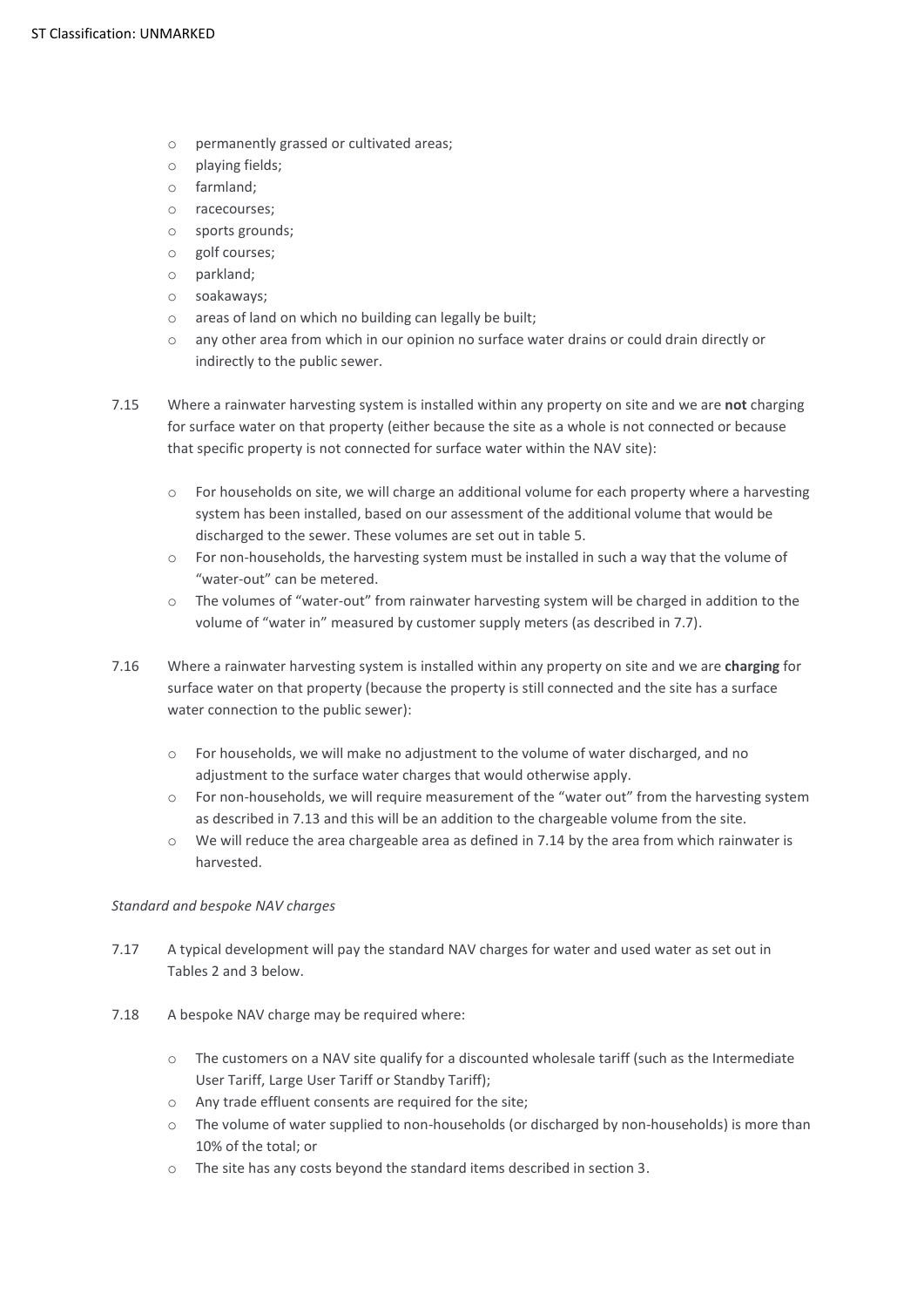- permanently grassed or cultivated areas;
- playing fields;
- farmland;
- racecourses;
- sports grounds;
- golf courses;
- parkland;
- soakaways;
- areas of land on which no building can legally be built;
- any other area from which in our opinion no surface water drains or could drain directly or indirectly to the public sewer.

7.15 Where a rainwater harvesting system is installed within any property on site and we are **not** charging for surface water on that property (either because the site as a whole is not connected or because that specific property is not connected for surface water within the NAV site):

- For households on site, we will charge an additional volume for each property where a harvesting system has been installed, based on our assessment of the additional volume that would be discharged to the sewer. These volumes are set out in table 5.
- For non-households, the harvesting system must be installed in such a way that the volume of "water-out" can be metered.
- The volumes of "water-out" from rainwater harvesting system will be charged in addition to the volume of "water in" measured by customer supply meters (as described in 7.7).

7.16 Where a rainwater harvesting system is installed within any property on site and we are **charging** for surface water on that property (because the property is still connected and the site has a surface water connection to the public sewer):

- For households, we will make no adjustment to the volume of water discharged, and no adjustment to the surface water charges that would otherwise apply.
- For non-households, we will require measurement of the "water out" from the harvesting system as described in 7.13 and this will be an addition to the chargeable volume from the site.
- We will reduce the area chargeable area as defined in 7.14 by the area from which rainwater is harvested.

*Standard and bespoke NAV charges*

7.17 A typical development will pay the standard NAV charges for water and used water as set out in Tables 2 and 3 below.

7.18 A bespoke NAV charge may be required where:

- The customers on a NAV site qualify for a discounted wholesale tariff (such as the Intermediate User Tariff, Large User Tariff or Standby Tariff);
- Any trade effluent consents are required for the site;
- The volume of water supplied to non-households (or discharged by non-households) is more than 10% of the total; or
- The site has any costs beyond the standard items described in section 3.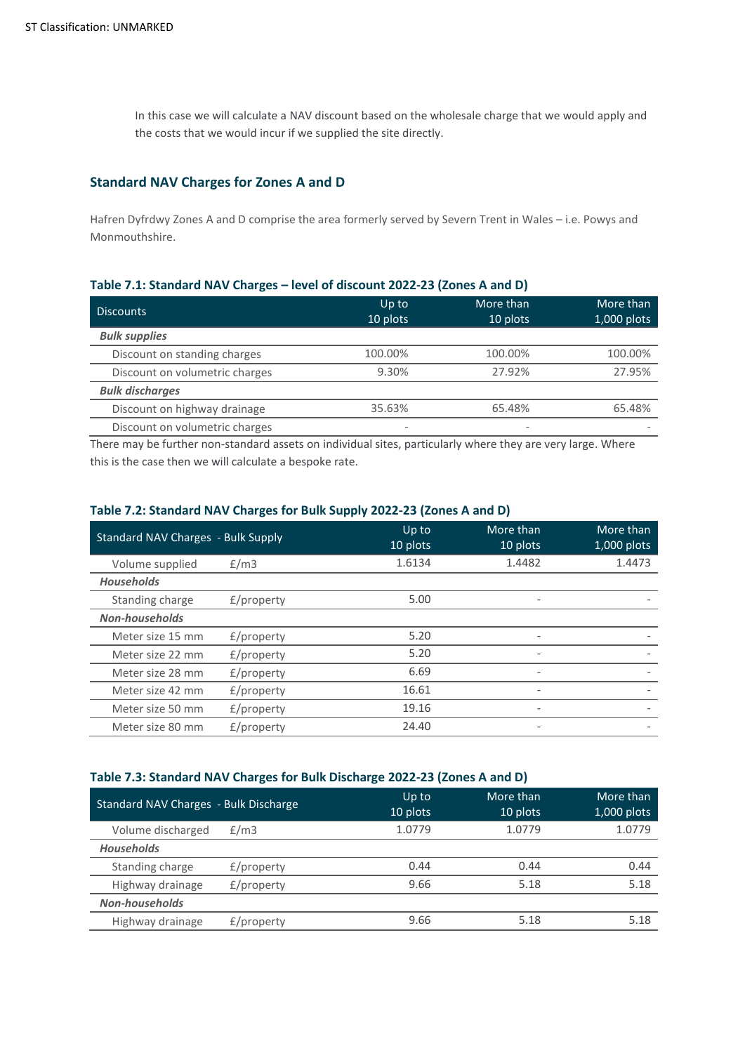In this case we will calculate a NAV discount based on the wholesale charge that we would apply and the costs that we would incur if we supplied the site directly.

## Standard NAV Charges for Zones A and D

Hafren Dyfrdwy Zones A and D comprise the area formerly served by Severn Trent in Wales – i.e. Powys and Monmouthshire.

### Table 7.1: Standard NAV Charges – level of discount 2022-23 (Zones A and D)

| Discounts | Up to 10 plots | More than 10 plots | More than 1,000 plots |
|---|---|---|---|
| ***Bulk supplies*** | | | |
| Discount on standing charges | 100.00% | 100.00% | 100.00% |
| Discount on volumetric charges | 9.30% | 27.92% | 27.95% |
| ***Bulk discharges*** | | | |
| Discount on highway drainage | 35.63% | 65.48% | 65.48% |
| Discount on volumetric charges | - | - | - |

There may be further non-standard assets on individual sites, particularly where they are very large. Where this is the case then we will calculate a bespoke rate.

### Table 7.2: Standard NAV Charges for Bulk Supply 2022-23 (Zones A and D)

| Standard NAV Charges - Bulk Supply | | Up to 10 plots | More than 10 plots | More than 1,000 plots |
|---|---|---|---|---|
| Volume supplied | £/m3 | 1.6134 | 1.4482 | 1.4473 |
| ***Households*** | | | | |
| Standing charge | £/property | 5.00 | - | - |
| ***Non-households*** | | | | |
| Meter size 15 mm | £/property | 5.20 | - | - |
| Meter size 22 mm | £/property | 5.20 | - | - |
| Meter size 28 mm | £/property | 6.69 | - | - |
| Meter size 42 mm | £/property | 16.61 | - | - |
| Meter size 50 mm | £/property | 19.16 | - | - |
| Meter size 80 mm | £/property | 24.40 | - | - |

### Table 7.3: Standard NAV Charges for Bulk Discharge 2022-23 (Zones A and D)

| Standard NAV Charges - Bulk Discharge | | Up to 10 plots | More than 10 plots | More than 1,000 plots |
|---|---|---|---|---|
| Volume discharged | £/m3 | 1.0779 | 1.0779 | 1.0779 |
| ***Households*** | | | | |
| Standing charge | £/property | 0.44 | 0.44 | 0.44 |
| Highway drainage | £/property | 9.66 | 5.18 | 5.18 |
| ***Non-households*** | | | | |
| Highway drainage | £/property | 9.66 | 5.18 | 5.18 |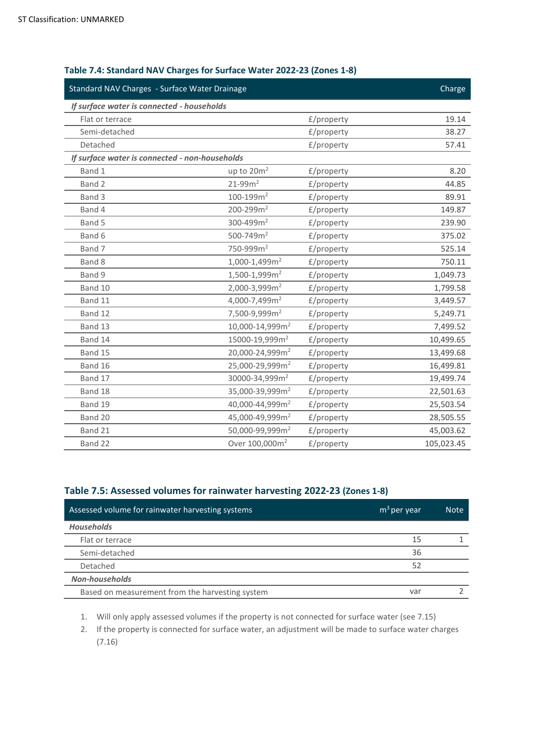### Table 7.4: Standard NAV Charges for Surface Water 2022-23 (Zones 1-8)

| Standard NAV Charges - Surface Water Drainage | | | Charge |
|---|---|---|---|
| ***If surface water is connected - households*** | | | |
| Flat or terrace | | £/property | 19.14 |
| Semi-detached | | £/property | 38.27 |
| Detached | | £/property | 57.41 |
| ***If surface water is connected - non-households*** | | | |
| Band 1 | up to 20m$^2$ | £/property | 8.20 |
| Band 2 | 21-99m$^2$ | £/property | 44.85 |
| Band 3 | 100-199m$^2$ | £/property | 89.91 |
| Band 4 | 200-299m$^2$ | £/property | 149.87 |
| Band 5 | 300-499m$^2$ | £/property | 239.90 |
| Band 6 | 500-749m$^2$ | £/property | 375.02 |
| Band 7 | 750-999m$^2$ | £/property | 525.14 |
| Band 8 | 1,000-1,499m$^2$ | £/property | 750.11 |
| Band 9 | 1,500-1,999m$^2$ | £/property | 1,049.73 |
| Band 10 | 2,000-3,999m$^2$ | £/property | 1,799.58 |
| Band 11 | 4,000-7,499m$^2$ | £/property | 3,449.57 |
| Band 12 | 7,500-9,999m$^2$ | £/property | 5,249.71 |
| Band 13 | 10,000-14,999m$^2$ | £/property | 7,499.52 |
| Band 14 | 15000-19,999m$^2$ | £/property | 10,499.65 |
| Band 15 | 20,000-24,999m$^2$ | £/property | 13,499.68 |
| Band 16 | 25,000-29,999m$^2$ | £/property | 16,499.81 |
| Band 17 | 30000-34,999m$^2$ | £/property | 19,499.74 |
| Band 18 | 35,000-39,999m$^2$ | £/property | 22,501.63 |
| Band 19 | 40,000-44,999m$^2$ | £/property | 25,503.54 |
| Band 20 | 45,000-49,999m$^2$ | £/property | 28,505.55 |
| Band 21 | 50,000-99,999m$^2$ | £/property | 45,003.62 |
| Band 22 | Over 100,000m$^2$ | £/property | 105,023.45 |

### Table 7.5: Assessed volumes for rainwater harvesting 2022-23 (Zones 1-8)

| Assessed volume for rainwater harvesting systems | m$^3$ per year | Note |
|---|---|---|
| ***Households*** | | |
| Flat or terrace | 15 | 1 |
| Semi-detached | 36 | |
| Detached | 52 | |
| ***Non-households*** | | |
| Based on measurement from the harvesting system | var | 2 |

1. Will only apply assessed volumes if the property is not connected for surface water (see 7.15)
2. If the property is connected for surface water, an adjustment will be made to surface water charges (7.16)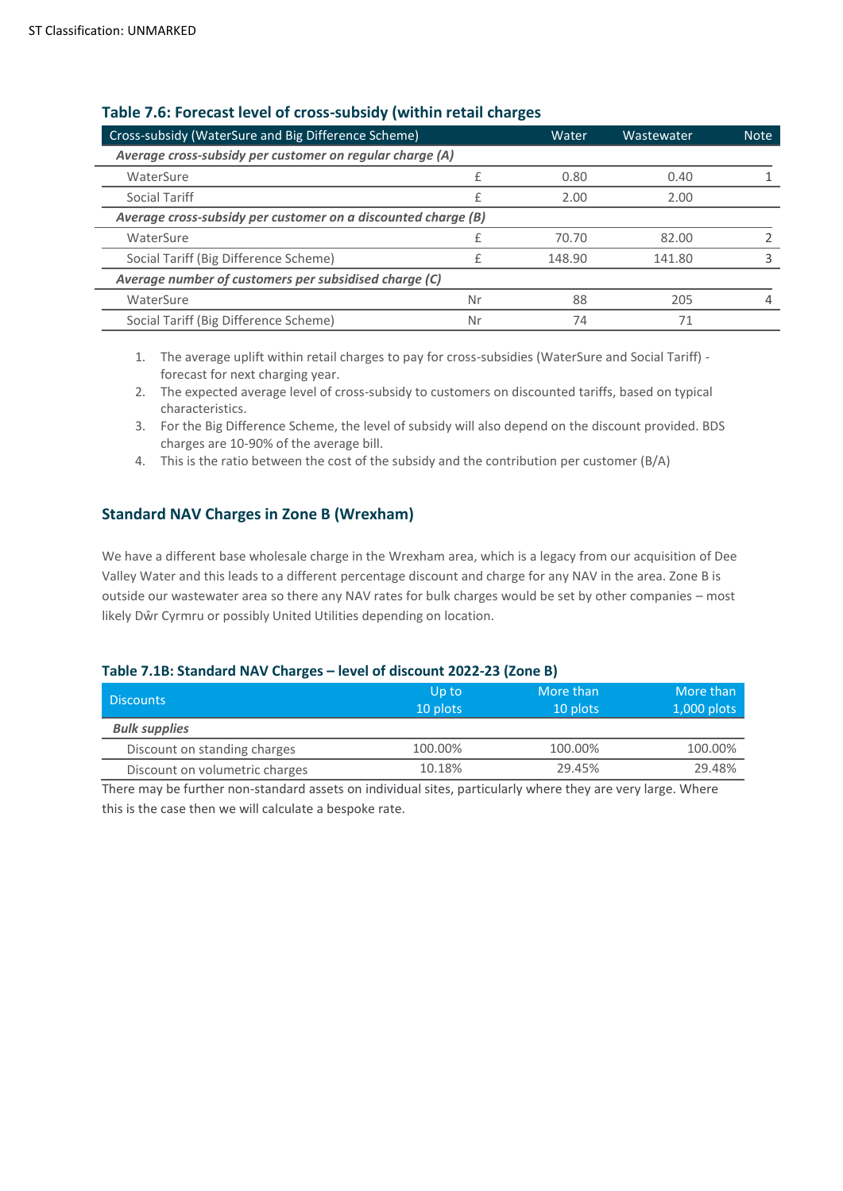### Table 7.6: Forecast level of cross-subsidy (within retail charges

| Cross-subsidy (WaterSure and Big Difference Scheme) | | Water | Wastewater | Note |
|---|---|---|---|---|
| *Average cross-subsidy per customer on regular charge (A)* | | | | |
| WaterSure | £ | 0.80 | 0.40 | 1 |
| Social Tariff | £ | 2.00 | 2.00 | |
| *Average cross-subsidy per customer on a discounted charge (B)* | | | | |
| WaterSure | £ | 70.70 | 82.00 | 2 |
| Social Tariff (Big Difference Scheme) | £ | 148.90 | 141.80 | 3 |
| *Average number of customers per subsidised charge (C)* | | | | |
| WaterSure | Nr | 88 | 205 | 4 |
| Social Tariff (Big Difference Scheme) | Nr | 74 | 71 | |

1. The average uplift within retail charges to pay for cross-subsidies (WaterSure and Social Tariff) - forecast for next charging year.
2. The expected average level of cross-subsidy to customers on discounted tariffs, based on typical characteristics.
3. For the Big Difference Scheme, the level of subsidy will also depend on the discount provided. BDS charges are 10-90% of the average bill.
4. This is the ratio between the cost of the subsidy and the contribution per customer (B/A)

## Standard NAV Charges in Zone B (Wrexham)

We have a different base wholesale charge in the Wrexham area, which is a legacy from our acquisition of Dee Valley Water and this leads to a different percentage discount and charge for any NAV in the area. Zone B is outside our wastewater area so there any NAV rates for bulk charges would be set by other companies – most likely Dŵr Cymru or possibly United Utilities depending on location.

### Table 7.1B: Standard NAV Charges – level of discount 2022-23 (Zone B)

| Discounts | Up to 10 plots | More than 10 plots | More than 1,000 plots |
|---|---|---|---|
| ***Bulk supplies*** | | | |
| Discount on standing charges | 100.00% | 100.00% | 100.00% |
| Discount on volumetric charges | 10.18% | 29.45% | 29.48% |

There may be further non-standard assets on individual sites, particularly where they are very large. Where this is the case then we will calculate a bespoke rate.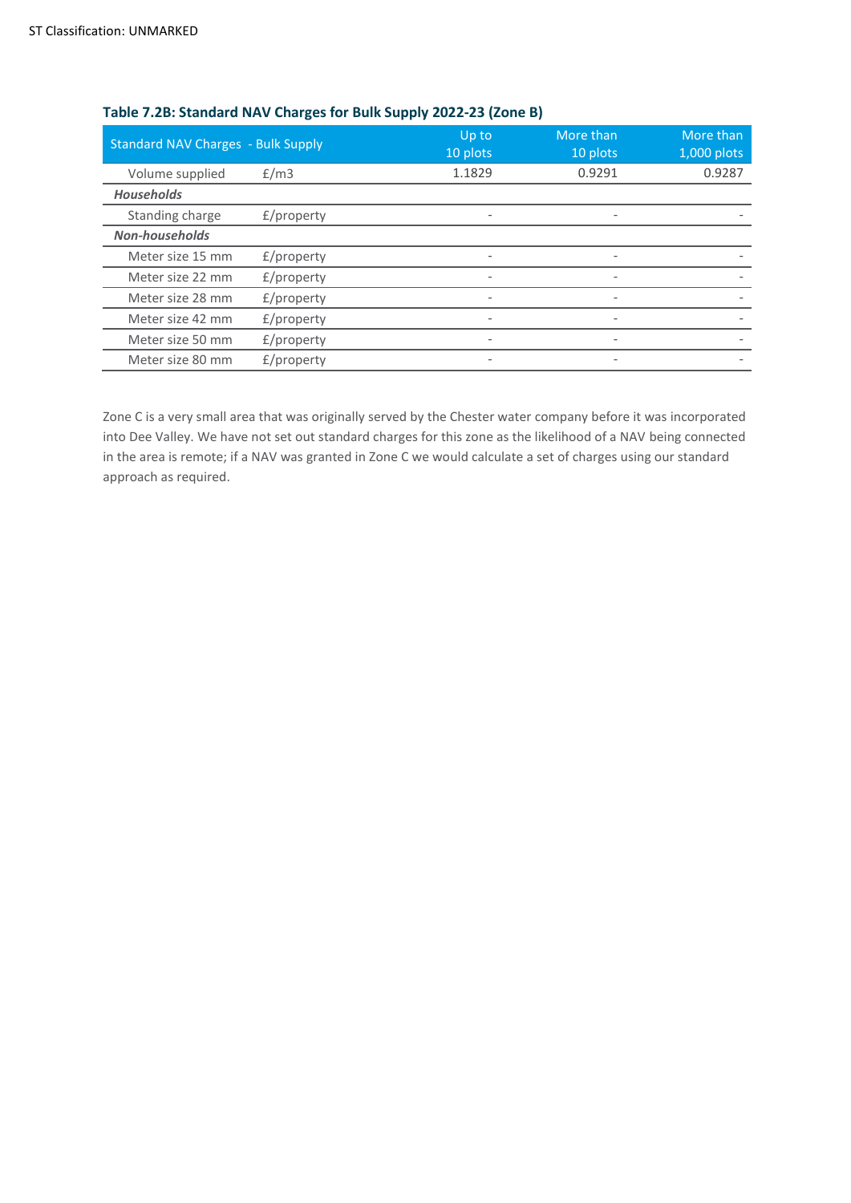### Table 7.2B: Standard NAV Charges for Bulk Supply 2022-23 (Zone B)

| Standard NAV Charges - Bulk Supply | | Up to 10 plots | More than 10 plots | More than 1,000 plots |
|---|---|---|---|---|
| Volume supplied | £/m3 | 1.1829 | 0.9291 | 0.9287 |
| ***Households*** | | | | |
| Standing charge | £/property | - | - | - |
| ***Non-households*** | | | | |
| Meter size 15 mm | £/property | - | - | - |
| Meter size 22 mm | £/property | - | - | - |
| Meter size 28 mm | £/property | - | - | - |
| Meter size 42 mm | £/property | - | - | - |
| Meter size 50 mm | £/property | - | - | - |
| Meter size 80 mm | £/property | - | - | - |

Zone C is a very small area that was originally served by the Chester water company before it was incorporated into Dee Valley. We have not set out standard charges for this zone as the likelihood of a NAV being connected in the area is remote; if a NAV was granted in Zone C we would calculate a set of charges using our standard approach as required.